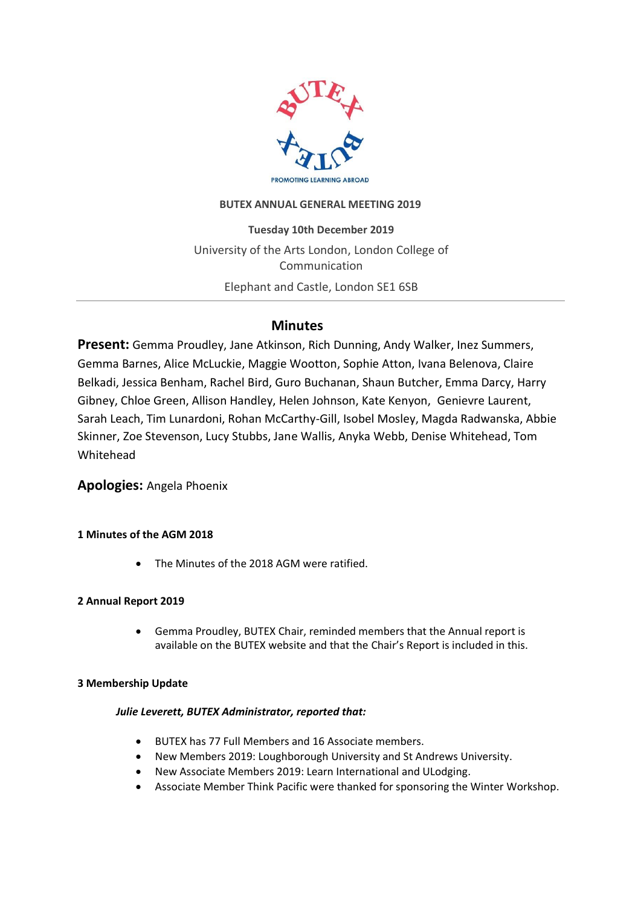BUTEX

PROMOTING LEARNING ABROAD

**BUTEX ANNUAL GENERAL MEETING 2019**

**Tuesday 10th December 2019**

University of the Arts London, London College of Communication

Elephant and Castle, London SE1 6SB

## Minutes

**Present:** Gemma Proudley, Jane Atkinson, Rich Dunning, Andy Walker, Inez Summers, Gemma Barnes, Alice McLuckie, Maggie Wootton, Sophie Atton, Ivana Belenova, Claire Belkadi, Jessica Benham, Rachel Bird, Guro Buchanan, Shaun Butcher, Emma Darcy, Harry Gibney, Chloe Green, Allison Handley, Helen Johnson, Kate Kenyon, Genievre Laurent, Sarah Leach, Tim Lunardoni, Rohan McCarthy-Gill, Isobel Mosley, Magda Radwanska, Abbie Skinner, Zoe Stevenson, Lucy Stubbs, Jane Wallis, Anyka Webb, Denise Whitehead, Tom Whitehead

**Apologies:** Angela Phoenix

### 1 Minutes of the AGM 2018

- The Minutes of the 2018 AGM were ratified.

### 2 Annual Report 2019

- Gemma Proudley, BUTEX Chair, reminded members that the Annual report is available on the BUTEX website and that the Chair's Report is included in this.

### 3 Membership Update

***Julie Leverett, BUTEX Administrator, reported that:***

- BUTEX has 77 Full Members and 16 Associate members.
- New Members 2019: Loughborough University and St Andrews University.
- New Associate Members 2019: Learn International and ULodging.
- Associate Member Think Pacific were thanked for sponsoring the Winter Workshop.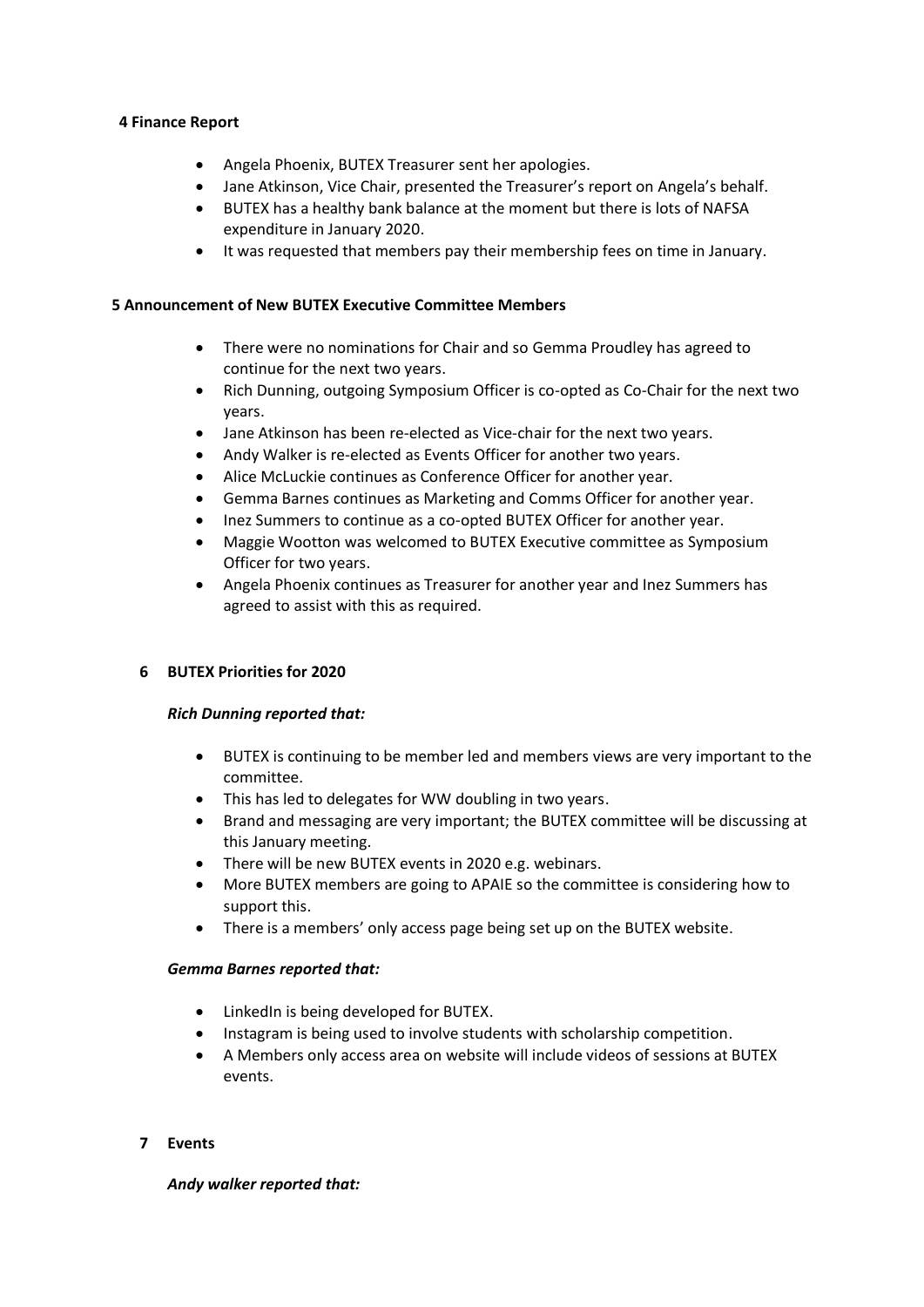## 4 Finance Report

- Angela Phoenix, BUTEX Treasurer sent her apologies.
- Jane Atkinson, Vice Chair, presented the Treasurer's report on Angela's behalf.
- BUTEX has a healthy bank balance at the moment but there is lots of NAFSA expenditure in January 2020.
- It was requested that members pay their membership fees on time in January.

## 5 Announcement of New BUTEX Executive Committee Members

- There were no nominations for Chair and so Gemma Proudley has agreed to continue for the next two years.
- Rich Dunning, outgoing Symposium Officer is co-opted as Co-Chair for the next two years.
- Jane Atkinson has been re-elected as Vice-chair for the next two years.
- Andy Walker is re-elected as Events Officer for another two years.
- Alice McLuckie continues as Conference Officer for another year.
- Gemma Barnes continues as Marketing and Comms Officer for another year.
- Inez Summers to continue as a co-opted BUTEX Officer for another year.
- Maggie Wootton was welcomed to BUTEX Executive committee as Symposium Officer for two years.
- Angela Phoenix continues as Treasurer for another year and Inez Summers has agreed to assist with this as required.

## 6 BUTEX Priorities for 2020

***Rich Dunning reported that:***

- BUTEX is continuing to be member led and members views are very important to the committee.
- This has led to delegates for WW doubling in two years.
- Brand and messaging are very important; the BUTEX committee will be discussing at this January meeting.
- There will be new BUTEX events in 2020 e.g. webinars.
- More BUTEX members are going to APAIE so the committee is considering how to support this.
- There is a members' only access page being set up on the BUTEX website.

***Gemma Barnes reported that:***

- LinkedIn is being developed for BUTEX.
- Instagram is being used to involve students with scholarship competition.
- A Members only access area on website will include videos of sessions at BUTEX events.

## 7 Events

***Andy walker reported that:***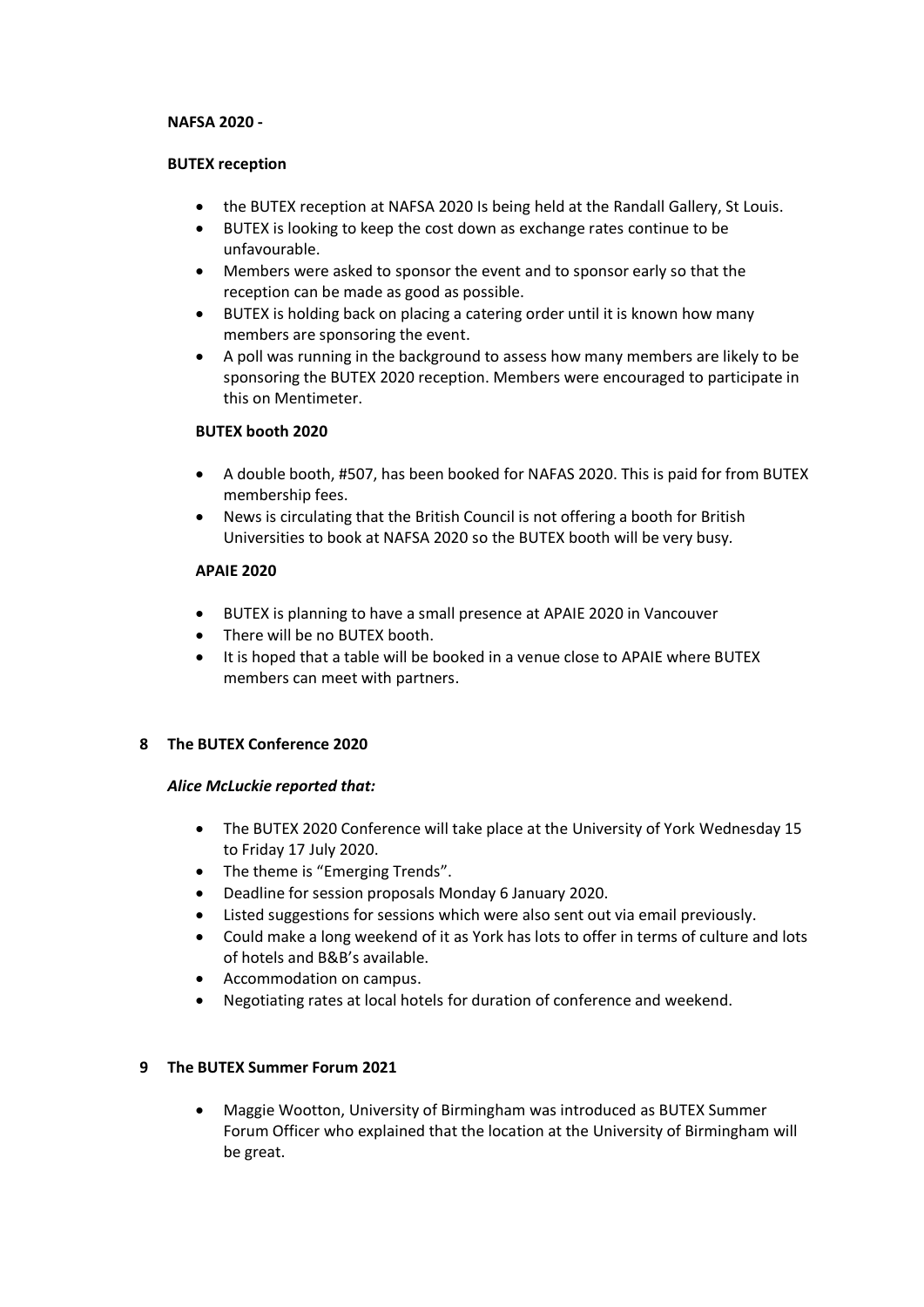**NAFSA 2020 -**

**BUTEX reception**

- the BUTEX reception at NAFSA 2020 Is being held at the Randall Gallery, St Louis.
- BUTEX is looking to keep the cost down as exchange rates continue to be unfavourable.
- Members were asked to sponsor the event and to sponsor early so that the reception can be made as good as possible.
- BUTEX is holding back on placing a catering order until it is known how many members are sponsoring the event.
- A poll was running in the background to assess how many members are likely to be sponsoring the BUTEX 2020 reception. Members were encouraged to participate in this on Mentimeter.

**BUTEX booth 2020**

- A double booth, #507, has been booked for NAFAS 2020. This is paid for from BUTEX membership fees.
- News is circulating that the British Council is not offering a booth for British Universities to book at NAFSA 2020 so the BUTEX booth will be very busy.

**APAIE 2020**

- BUTEX is planning to have a small presence at APAIE 2020 in Vancouver
- There will be no BUTEX booth.
- It is hoped that a table will be booked in a venue close to APAIE where BUTEX members can meet with partners.

## 8 The BUTEX Conference 2020

***Alice McLuckie reported that:***

- The BUTEX 2020 Conference will take place at the University of York Wednesday 15 to Friday 17 July 2020.
- The theme is "Emerging Trends".
- Deadline for session proposals Monday 6 January 2020.
- Listed suggestions for sessions which were also sent out via email previously.
- Could make a long weekend of it as York has lots to offer in terms of culture and lots of hotels and B&B's available.
- Accommodation on campus.
- Negotiating rates at local hotels for duration of conference and weekend.

## 9 The BUTEX Summer Forum 2021

- Maggie Wootton, University of Birmingham was introduced as BUTEX Summer Forum Officer who explained that the location at the University of Birmingham will be great.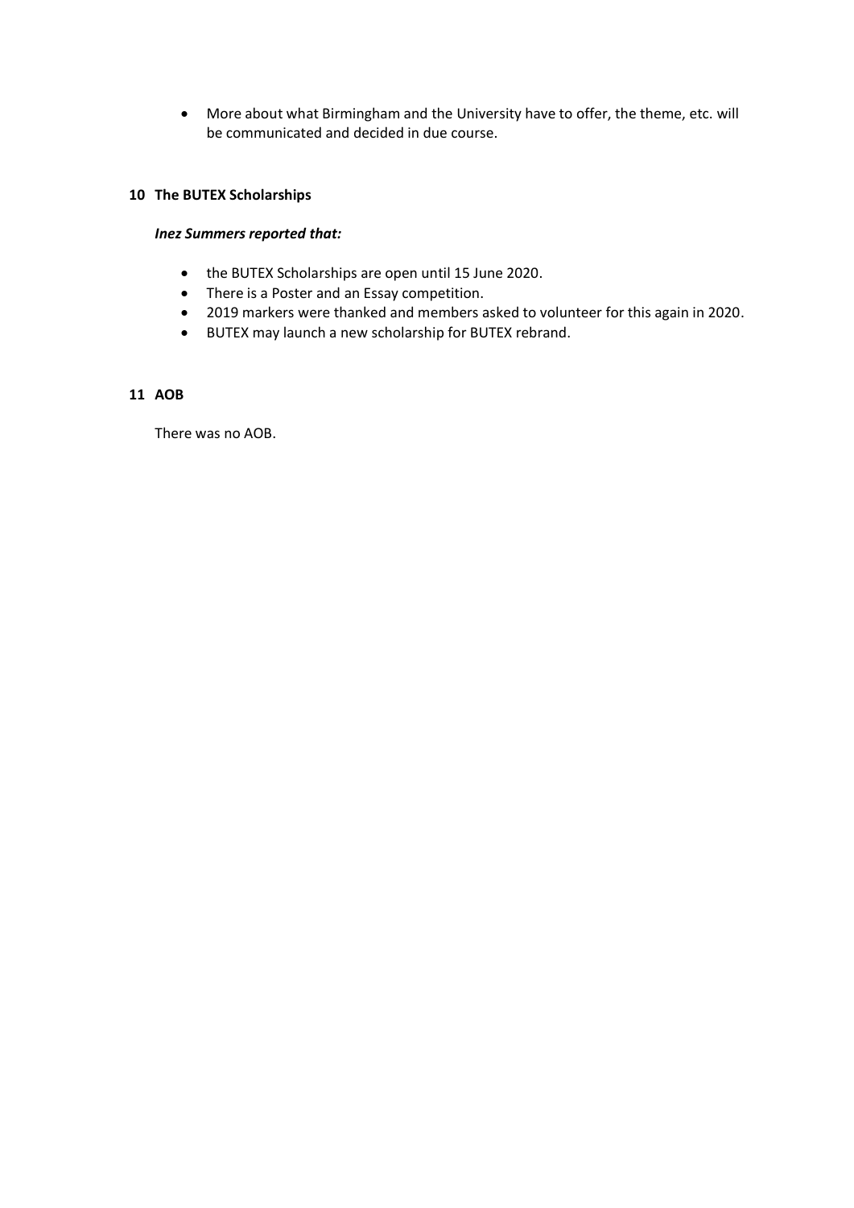- More about what Birmingham and the University have to offer, the theme, etc. will be communicated and decided in due course.

## 10 The BUTEX Scholarships

***Inez Summers reported that:***

- the BUTEX Scholarships are open until 15 June 2020.
- There is a Poster and an Essay competition.
- 2019 markers were thanked and members asked to volunteer for this again in 2020.
- BUTEX may launch a new scholarship for BUTEX rebrand.

## 11 AOB

There was no AOB.